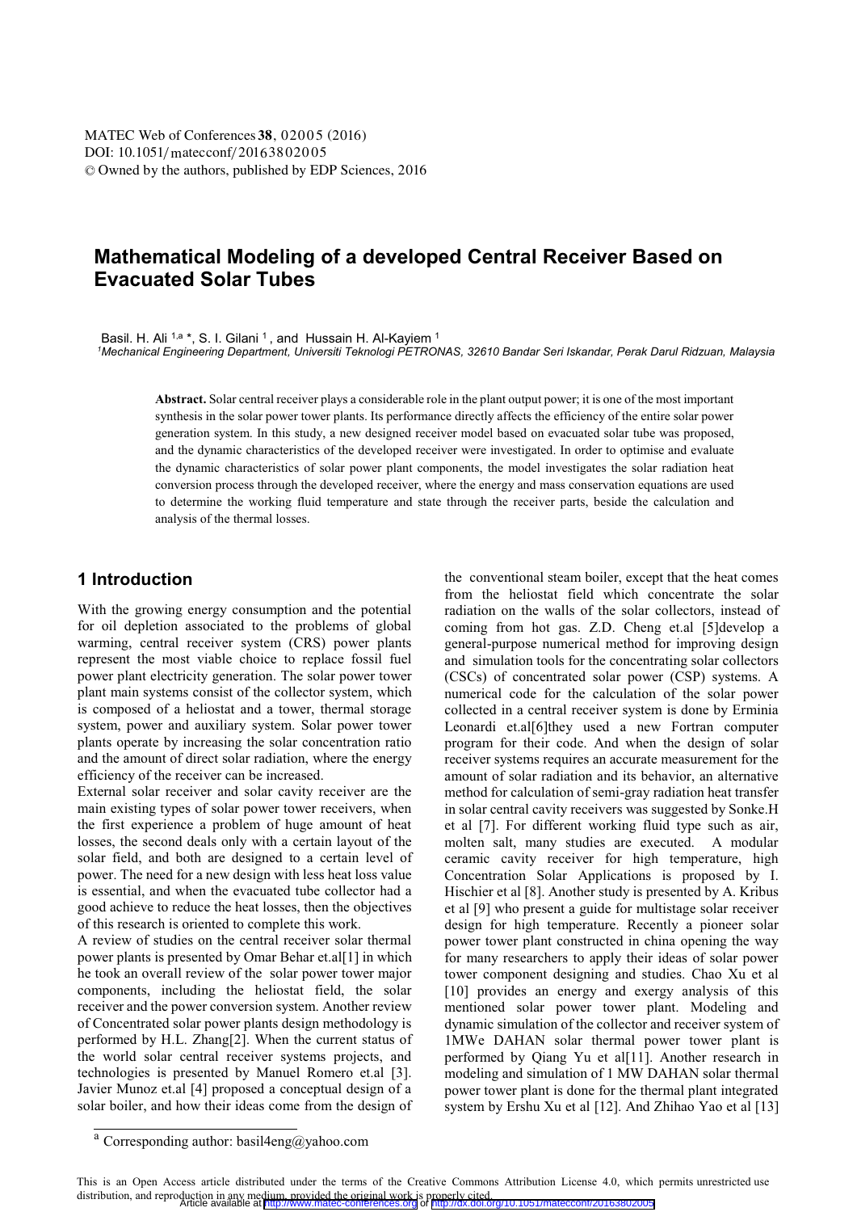# Mathematical Modeling of a developed Central Receiver Based on Evacuated Solar Tubes

Basil. H. Ali [1,a] *, S. I. Gilani [1], and Hussain H. Al-Kayiem [1]

[1]*Mechanical Engineering Department, Universiti Teknologi PETRONAS, 32610 Bandar Seri Iskandar, Perak Darul Ridzuan, Malaysia*

**Abstract.** Solar central receiver plays a considerable role in the plant output power; it is one of the most important synthesis in the solar power tower plants. Its performance directly affects the efficiency of the entire solar power generation system. In this study, a new designed receiver model based on evacuated solar tube was proposed, and the dynamic characteristics of the developed receiver were investigated. In order to optimise and evaluate the dynamic characteristics of solar power plant components, the model investigates the solar radiation heat conversion process through the developed receiver, where the energy and mass conservation equations are used to determine the working fluid temperature and state through the receiver parts, beside the calculation and analysis of the thermal losses.

## 1 Introduction

With the growing energy consumption and the potential for oil depletion associated to the problems of global warming, central receiver system (CRS) power plants represent the most viable choice to replace fossil fuel power plant electricity generation. The solar power tower plant main systems consist of the collector system, which is composed of a heliostat and a tower, thermal storage system, power and auxiliary system. Solar power tower plants operate by increasing the solar concentration ratio and the amount of direct solar radiation, where the energy efficiency of the receiver can be increased.

External solar receiver and solar cavity receiver are the main existing types of solar power tower receivers, when the first experience a problem of huge amount of heat losses, the second deals only with a certain layout of the solar field, and both are designed to a certain level of power. The need for a new design with less heat loss value is essential, and when the evacuated tube collector had a good achieve to reduce the heat losses, then the objectives of this research is oriented to complete this work.

A review of studies on the central receiver solar thermal power plants is presented by Omar Behar et.al[1] in which he took an overall review of the solar power tower major components, including the heliostat field, the solar receiver and the power conversion system. Another review of Concentrated solar power plants design methodology is performed by H.L. Zhang[2]. When the current status of the world solar central receiver systems projects, and technologies is presented by Manuel Romero et.al [3]. Javier Munoz et.al [4] proposed a conceptual design of a solar boiler, and how their ideas come from the design of the conventional steam boiler, except that the heat comes from the heliostat field which concentrate the solar radiation on the walls of the solar collectors, instead of coming from hot gas. Z.D. Cheng et.al [5]develop a general-purpose numerical method for improving design and simulation tools for the concentrating solar collectors (CSCs) of concentrated solar power (CSP) systems. A numerical code for the calculation of the solar power collected in a central receiver system is done by Erminia Leonardi et.al[6]they used a new Fortran computer program for their code. And when the design of solar receiver systems requires an accurate measurement for the amount of solar radiation and its behavior, an alternative method for calculation of semi-gray radiation heat transfer in solar central cavity receivers was suggested by Sonke.H et al [7]. For different working fluid type such as air, molten salt, many studies are executed. A modular ceramic cavity receiver for high temperature, high Concentration Solar Applications is proposed by I. Hischier et al [8]. Another study is presented by A. Kribus et al [9] who present a guide for multistage solar receiver design for high temperature. Recently a pioneer solar power tower plant constructed in china opening the way for many researchers to apply their ideas of solar power tower component designing and studies. Chao Xu et al [10] provides an energy and exergy analysis of this mentioned solar power tower plant. Modeling and dynamic simulation of the collector and receiver system of 1MWe DAHAN solar thermal power tower plant is performed by Qiang Yu et al[11]. Another research in modeling and simulation of 1 MW DAHAN solar thermal power tower plant is done for the thermal plant integrated system by Ershu Xu et al [12]. And Zhihao Yao et al [13]

[a] Corresponding author: basil4eng@yahoo.com

This is an Open Access article distributed under the terms of the Creative Commons Attribution License 4.0, which permits unrestricted use distribution, and reproduction in any medium, provided the original work is properly cited.

Article available at http://www.matec-conferences.org or http://dx.doi.org/10.1051/matecconf/20163802005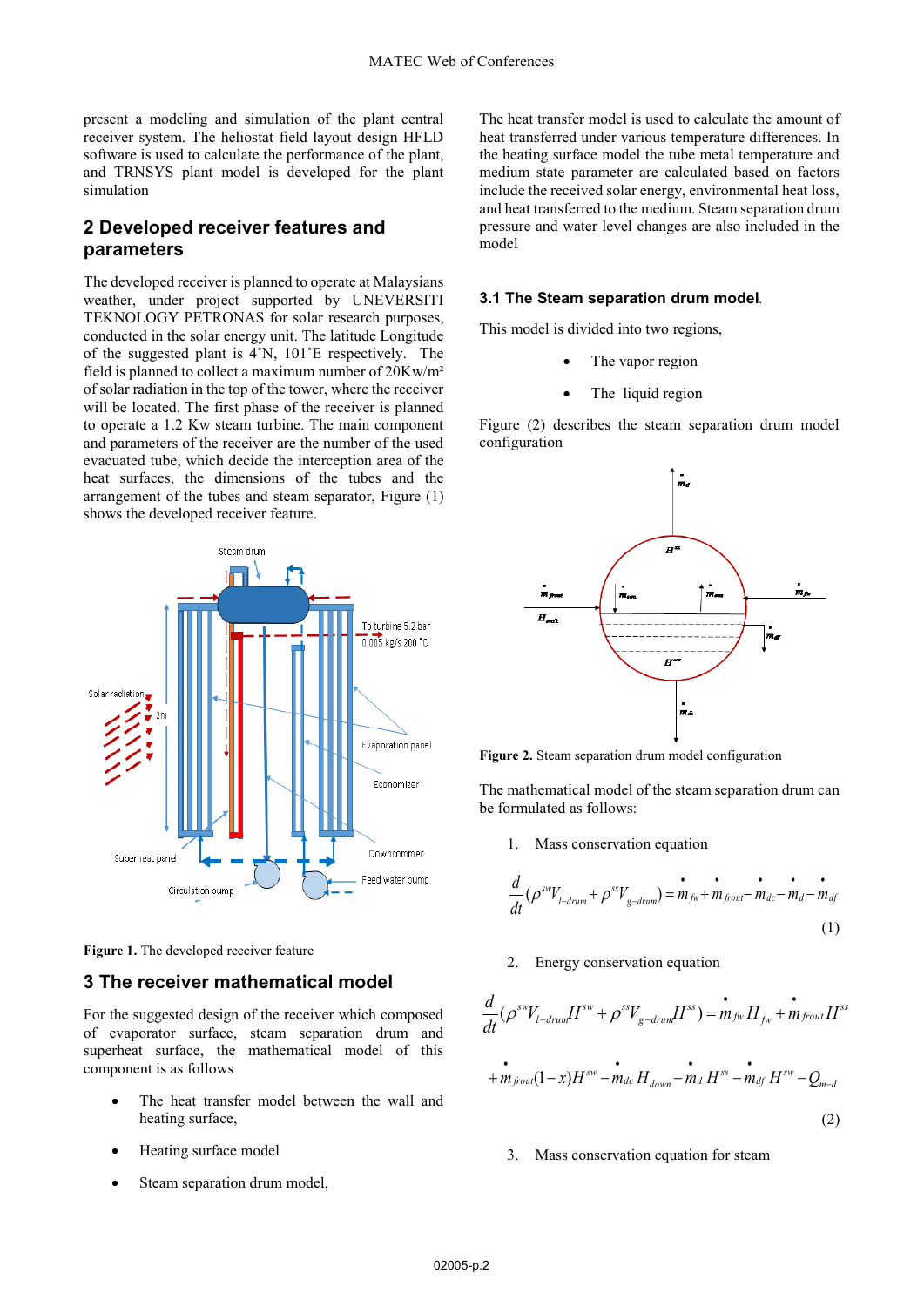present a modeling and simulation of the plant central receiver system. The heliostat field layout design HFLD software is used to calculate the performance of the plant, and TRNSYS plant model is developed for the plant simulation

## 2 Developed receiver features and parameters

The developed receiver is planned to operate at Malaysians weather, under project supported by UNEVERSITI TEKNOLOGY PETRONAS for solar research purposes, conducted in the solar energy unit. The latitude Longitude of the suggested plant is 4˚N, 101˚E respectively. The field is planned to collect a maximum number of 20Kw/m² of solar radiation in the top of the tower, where the receiver will be located. The first phase of the receiver is planned to operate a 1.2 Kw steam turbine. The main component and parameters of the receiver are the number of the used evacuated tube, which decide the interception area of the heat surfaces, the dimensions of the tubes and the arrangement of the tubes and steam separator, Figure (1) shows the developed receiver feature.

**Figure 1.** The developed receiver feature

## 3 The receiver mathematical model

For the suggested design of the receiver which composed of evaporator surface, steam separation drum and superheat surface, the mathematical model of this component is as follows

- The heat transfer model between the wall and heating surface,
- Heating surface model
- Steam separation drum model,

The heat transfer model is used to calculate the amount of heat transferred under various temperature differences. In the heating surface model the tube metal temperature and medium state parameter are calculated based on factors include the received solar energy, environmental heat loss, and heat transferred to the medium. Steam separation drum pressure and water level changes are also included in the model

### 3.1 The Steam separation drum model.

This model is divided into two regions,

- The vapor region
- The liquid region

Figure (2) describes the steam separation drum model configuration

**Figure 2.** Steam separation drum model configuration

The mathematical model of the steam separation drum can be formulated as follows:

1. Mass conservation equation

$$\frac{d}{dt}(\rho^{sw}V_{l-drum}+\rho^{ss}V_{g-drum})=\dot{m}_{fw}+\dot{m}_{frout}-\dot{m}_{dc}-\dot{m}_{d}-\dot{m}_{df} \quad (1)$$

2. Energy conservation equation

$$\frac{d}{dt}(\rho^{sw}V_{l-drum}H^{sw}+\rho^{ss}V_{g-drum}H^{ss})=\dot{m}_{fw}H_{fw}+\dot{m}_{frout}H^{ss}$$

$$+\dot{m}_{frout}(1-x)H^{sw}-\dot{m}_{dc}H_{down}-\dot{m}_{d}H^{ss}-\dot{m}_{df}H^{sw}-Q_{m-d} \quad (2)$$

3. Mass conservation equation for steam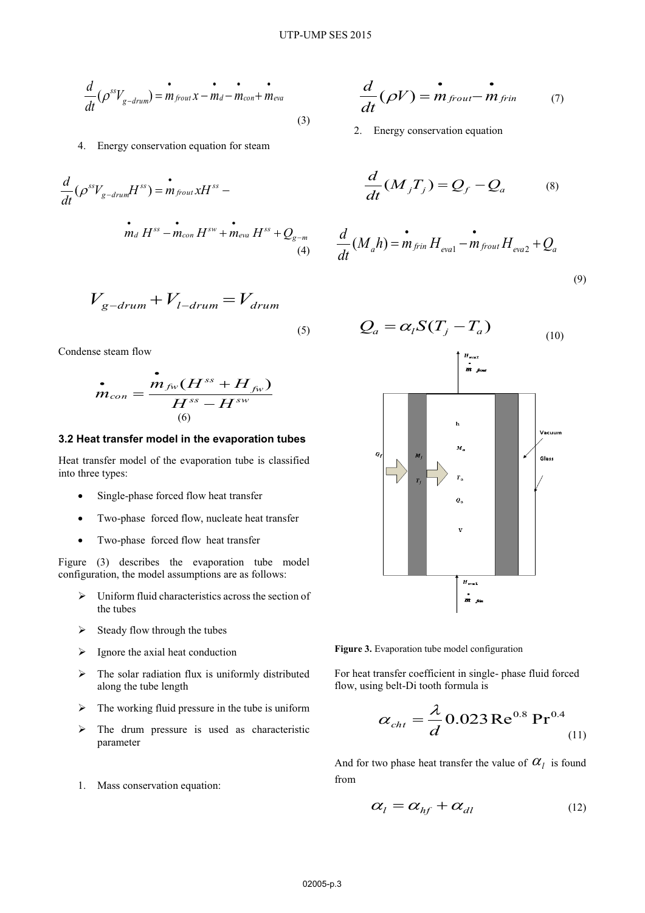$$\frac{d}{dt}(\rho^{ss}V_{g-drum}) = \dot{m}_{frout}x - \dot{m}_{d} - \dot{m}_{con} + \dot{m}_{eva} \tag{3}$$

4. Energy conservation equation for steam

$$\frac{d}{dt}(\rho^{ss}V_{g-drum}H^{ss}) = \dot{m}_{frout}xH^{ss} - \dot{m}_{d}H^{ss} - \dot{m}_{con}H^{sw} + \dot{m}_{eva}H^{ss} + Q_{g-m} \tag{4}$$

$$V_{g-drum} + V_{l-drum} = V_{drum} \tag{5}$$

Condense steam flow

$$\dot{m}_{con} = \frac{\dot{m}_{fw}(H^{ss} + H_{fw})}{H^{ss} - H^{sw}} \tag{6}$$

### 3.2 Heat transfer model in the evaporation tubes

Heat transfer model of the evaporation tube is classified into three types:

- Single-phase forced flow heat transfer
- Two-phase forced flow, nucleate heat transfer
- Two-phase forced flow heat transfer

Figure (3) describes the evaporation tube model configuration, the model assumptions are as follows:

- Uniform fluid characteristics across the section of the tubes
- Steady flow through the tubes
- Ignore the axial heat conduction
- The solar radiation flux is uniformly distributed along the tube length
- The working fluid pressure in the tube is uniform
- The drum pressure is used as characteristic parameter

1. Mass conservation equation:

$$\frac{d}{dt}(\rho V) = \dot{m}_{frout} - \dot{m}_{frin} \tag{7}$$

2. Energy conservation equation

$$\frac{d}{dt}(M_j T_j) = Q_f - Q_a \tag{8}$$

$$\frac{d}{dt}(M_a h) = \dot{m}_{frin}H_{eva1} - \dot{m}_{frout}H_{eva2} + Q_a \tag{9}$$

$$Q_a = \alpha_l S(T_j - T_a) \tag{10}$$

**Figure 3.** Evaporation tube model configuration

For heat transfer coefficient in single- phase fluid forced flow, using belt-Di tooth formula is

$$\alpha_{cht} = \frac{\lambda}{d}0.023\,\mathrm{Re}^{0.8}\,\mathrm{Pr}^{0.4} \tag{11}$$

And for two phase heat transfer the value of $\alpha_l$ is found from

$$\alpha_l = \alpha_{hf} + \alpha_{dl} \tag{12}$$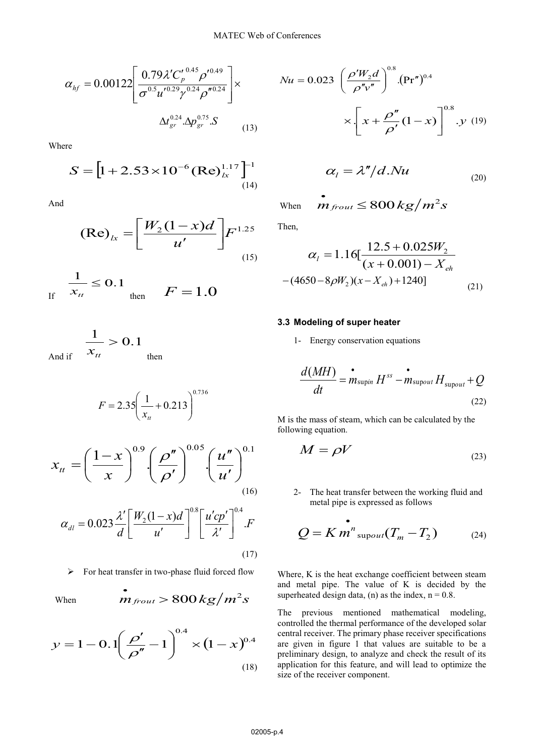$$\alpha_{hf} = 0.00122\left[\frac{0.79\lambda' C_p'^{0.45}\rho'^{0.49}}{\sigma^{0.5}u'^{0.29}\gamma^{0.24}\rho''^{0.24}}\right]\times \Delta t_{gr}^{0.24}.\Delta p_{gr}^{0.75}.S \tag{13}$$

Where

$$S = \left[1 + 2.53\times10^{-6}(\mathrm{Re})_{lx}^{1.17}\right]^{-1} \tag{14}$$

And

$$(\mathrm{Re})_{lx} = \left[\frac{W_2(1-x)d}{u'}\right]F^{1.25} \tag{15}$$

If $\frac{1}{x_{tt}} \leq 0.1$ then $F = 1.0$

And if $\frac{1}{x_{tt}} > 0.1$ then

$$F = 2.35\left(\frac{1}{x_{tt}} + 0.213\right)^{0.736}$$

$$x_{tt} = \left(\frac{1-x}{x}\right)^{0.9}.\left(\frac{\rho''}{\rho'}\right)^{0.05}.\left(\frac{u''}{u'}\right)^{0.1} \tag{16}$$

$$\alpha_{dl} = 0.023\frac{\lambda'}{d}\left[\frac{W_2(1-x)d}{u'}\right]^{0.8}\left[\frac{u'cp'}{\lambda'}\right]^{0.4}.F \tag{17}$$

- For heat transfer in two-phase fluid forced flow

When $\dot{m}_{frout} > 800\,kg/m^2s$

$$y = 1 - 0.1\left(\frac{\rho'}{\rho''} - 1\right)^{0.4}\times(1-x)^{0.4} \tag{18}$$

$$Nu = 0.023\left(\frac{\rho' W_2 d}{\rho'' v''}\right)^{0.8}.(\mathrm{Pr}'')^{0.4} \times .\left[x + \frac{\rho''}{\rho'}(1-x)\right]^{0.8}.y \tag{19}$$

$$\alpha_l = \lambda''/d.Nu \tag{20}$$

When $\dot{m}_{frout} \leq 800\,kg/m^2s$

Then,

$$\alpha_l = 1.16\left[\frac{12.5 + 0.025W_2}{(x+0.001) - X_{eh}} - (4650 - 8\rho W_2)(x - X_{eh}) + 1240\right] \tag{21}$$

### 3.3 Modeling of super heater

1- Energy conservation equations

$$\frac{d(MH)}{dt} = \dot{m}_{\sup in}H^{ss} - \dot{m}_{\sup out}H_{\sup out} + Q \tag{22}$$

M is the mass of steam, which can be calculated by the following equation.

$$M = \rho V \tag{23}$$

2- The heat transfer between the working fluid and metal pipe is expressed as follows

$$Q = K\dot{m}^n_{\sup out}(T_m - T_2) \tag{24}$$

Where, K is the heat exchange coefficient between steam and metal pipe. The value of K is decided by the superheated design data, (n) as the index, n = 0.8.

The previous mentioned mathematical modeling, controlled the thermal performance of the developed solar central receiver. The primary phase receiver specifications are given in figure 1 that values are suitable to be a preliminary design, to analyze and check the result of its application for this feature, and will lead to optimize the size of the receiver component.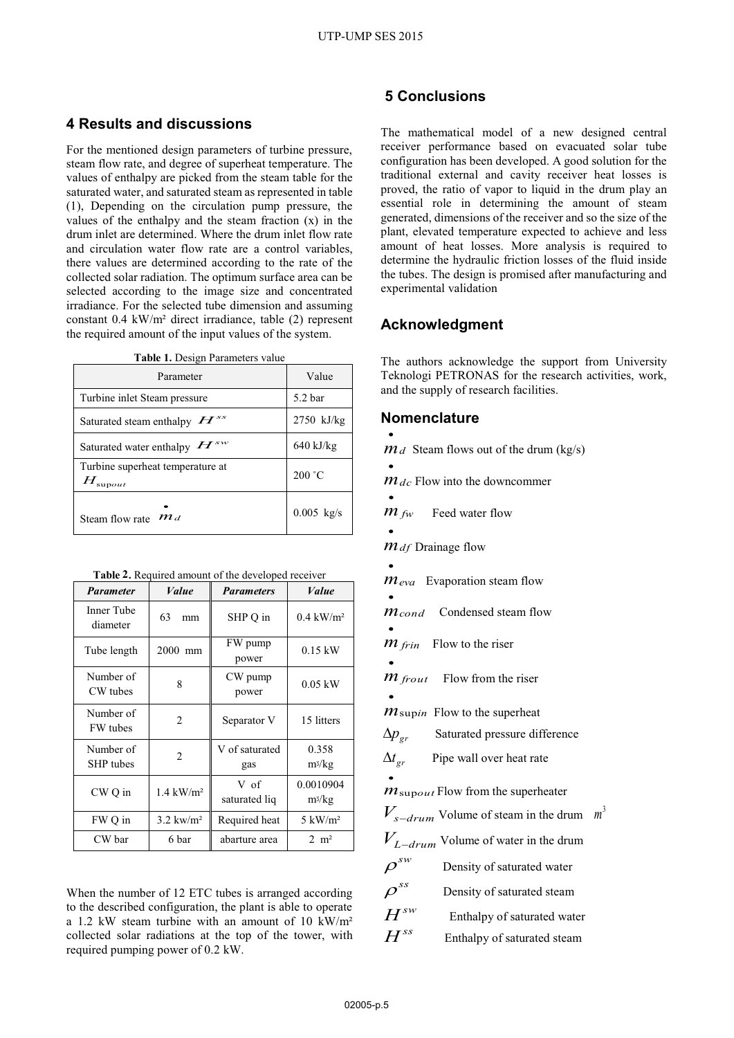## 4 Results and discussions

For the mentioned design parameters of turbine pressure, steam flow rate, and degree of superheat temperature. The values of enthalpy are picked from the steam table for the saturated water, and saturated steam as represented in table (1), Depending on the circulation pump pressure, the values of the enthalpy and the steam fraction (x) in the drum inlet are determined. Where the drum inlet flow rate and circulation water flow rate are a control variables, there values are determined according to the rate of the collected solar radiation. The optimum surface area can be selected according to the image size and concentrated irradiance. For the selected tube dimension and assuming constant 0.4 kW/m² direct irradiance, table (2) represent the required amount of the input values of the system.

**Table 1.** Design Parameters value

| Parameter | Value |
|---|---|
| Turbine inlet Steam pressure | 5.2 bar |
| Saturated steam enthalpy $H^{ss}$ | 2750 kJ/kg |
| Saturated water enthalpy $H^{sw}$ | 640 kJ/kg |
| Turbine superheat temperature at $H_{\sup out}$ | 200 ˚C |
| Steam flow rate $\dot{m}_d$ | 0.005 kg/s |

**Table 2.** Required amount of the developed receiver

| ***Parameter*** | ***Value*** | ***Parameters*** | ***Value*** |
|---|---|---|---|
| Inner Tube diameter | 63 mm | SHP Q in | 0.4 kW/m² |
| Tube length | 2000 mm | FW pump power | 0.15 kW |
| Number of CW tubes | 8 | CW pump power | 0.05 kW |
| Number of FW tubes | 2 | Separator V | 15 litters |
| Number of SHP tubes | 2 | V of saturated gas | 0.358 m³/kg |
| CW Q in | 1.4 kW/m² | V of saturated liq | 0.0010904 m³/kg |
| FW Q in | 3.2 kw/m² | Required heat | 5 kW/m² |
| CW bar | 6 bar | aberture area | 2 m² |

When the number of 12 ETC tubes is arranged according to the described configuration, the plant is able to operate a 1.2 kW steam turbine with an amount of 10 kW/m² collected solar radiations at the top of the tower, with required pumping power of 0.2 kW.

## 5 Conclusions

The mathematical model of a new designed central receiver performance based on evacuated solar tube configuration has been developed. A good solution for the traditional external and cavity receiver heat losses is proved, the ratio of vapor to liquid in the drum play an essential role in determining the amount of steam generated, dimensions of the receiver and so the size of the plant, elevated temperature expected to achieve and less amount of heat losses. More analysis is required to determine the hydraulic friction losses of the fluid inside the tubes. The design is promised after manufacturing and experimental validation

## Acknowledgment

The authors acknowledge the support from University Teknologi PETRONAS for the research activities, work, and the supply of research facilities.

## Nomenclature

$\dot{m}_d$ Steam flows out of the drum (kg/s)

$\dot{m}_{dc}$ Flow into the downcommer

$\dot{m}_{fw}$ Feed water flow

$\dot{m}_{df}$ Drainage flow

$\dot{m}_{eva}$ Evaporation steam flow

$\dot{m}_{cond}$ Condensed steam flow

$\dot{m}_{frin}$ Flow to the riser

$\dot{m}_{frout}$ Flow from the riser

$\dot{m}_{\sup in}$ Flow to the superheat

$\Delta p_{gr}$ Saturated pressure difference

$\Delta t_{gr}$ Pipe wall over heat rate

$\dot{m}_{\sup out}$ Flow from the superheater

$V_{s-drum}$ Volume of steam in the drum $m^3$

$V_{L-drum}$ Volume of water in the drum

$\rho^{sw}$ Density of saturated water

$\rho^{ss}$ Density of saturated steam

$H^{sw}$ Enthalpy of saturated water

$H^{ss}$ Enthalpy of saturated steam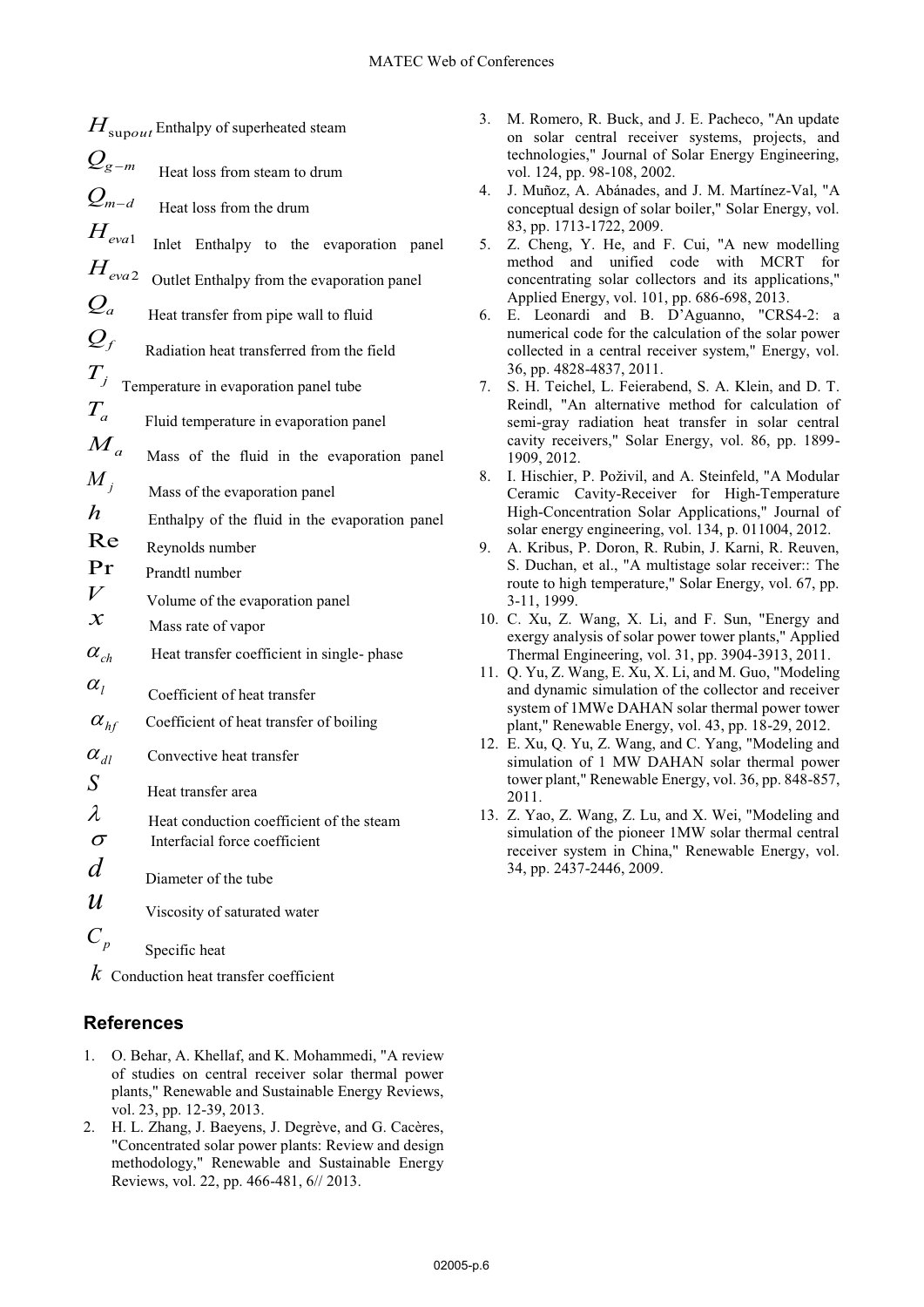$H_{supout}$ Enthalpy of superheated steam

$Q_{g-m}$ Heat loss from steam to drum

$Q_{m-d}$ Heat loss from the drum

$H_{eva1}$ Inlet Enthalpy to the evaporation panel

$H_{eva2}$ Outlet Enthalpy from the evaporation panel

$Q_a$ Heat transfer from pipe wall to fluid

$Q_f$ Radiation heat transferred from the field

$T_j$ Temperature in evaporation panel tube

$T_a$ Fluid temperature in evaporation panel

$M_a$ Mass of the fluid in the evaporation panel

$M_j$ Mass of the evaporation panel

$h$ Enthalpy of the fluid in the evaporation panel

$\mathrm{Re}$ Reynolds number

$\mathrm{Pr}$ Prandtl number

$V$ Volume of the evaporation panel

$x$ Mass rate of vapor

$\alpha_{ch}$ Heat transfer coefficient in single- phase

$\alpha_l$ Coefficient of heat transfer

$\alpha_{hf}$ Coefficient of heat transfer of boiling

$\alpha_{dl}$ Convective heat transfer

$S$ Heat transfer area

$\lambda$ Heat conduction coefficient of the steam

$\sigma$ Interfacial force coefficient

$d$ Diameter of the tube

$u$ Viscosity of saturated water

$C_p$ Specific heat

$k$ Conduction heat transfer coefficient

## References

1. O. Behar, A. Khellaf, and K. Mohammedi, "A review of studies on central receiver solar thermal power plants," Renewable and Sustainable Energy Reviews, vol. 23, pp. 12-39, 2013.
2. H. L. Zhang, J. Baeyens, J. Degrève, and G. Cacères, "Concentrated solar power plants: Review and design methodology," Renewable and Sustainable Energy Reviews, vol. 22, pp. 466-481, 6// 2013.
3. M. Romero, R. Buck, and J. E. Pacheco, "An update on solar central receiver systems, projects, and technologies," Journal of Solar Energy Engineering, vol. 124, pp. 98-108, 2002.
4. J. Muñoz, A. Abánades, and J. M. Martínez-Val, "A conceptual design of solar boiler," Solar Energy, vol. 83, pp. 1713-1722, 2009.
5. Z. Cheng, Y. He, and F. Cui, "A new modelling method and unified code with MCRT for concentrating solar collectors and its applications," Applied Energy, vol. 101, pp. 686-698, 2013.
6. E. Leonardi and B. D'Aguanno, "CRS4-2: a numerical code for the calculation of the solar power collected in a central receiver system," Energy, vol. 36, pp. 4828-4837, 2011.
7. S. H. Teichel, L. Feierabend, S. A. Klein, and D. T. Reindl, "An alternative method for calculation of semi-gray radiation heat transfer in solar central cavity receivers," Solar Energy, vol. 86, pp. 1899-1909, 2012.
8. I. Hischier, P. Poživil, and A. Steinfeld, "A Modular Ceramic Cavity-Receiver for High-Temperature High-Concentration Solar Applications," Journal of solar energy engineering, vol. 134, p. 011004, 2012.
9. A. Kribus, P. Doron, R. Rubin, J. Karni, R. Reuven, S. Duchan, et al., "A multistage solar receiver:: The route to high temperature," Solar Energy, vol. 67, pp. 3-11, 1999.
10. C. Xu, Z. Wang, X. Li, and F. Sun, "Energy and exergy analysis of solar power tower plants," Applied Thermal Engineering, vol. 31, pp. 3904-3913, 2011.
11. Q. Yu, Z. Wang, E. Xu, X. Li, and M. Guo, "Modeling and dynamic simulation of the collector and receiver system of 1MWe DAHAN solar thermal power tower plant," Renewable Energy, vol. 43, pp. 18-29, 2012.
12. E. Xu, Q. Yu, Z. Wang, and C. Yang, "Modeling and simulation of 1 MW DAHAN solar thermal power tower plant," Renewable Energy, vol. 36, pp. 848-857, 2011.
13. Z. Yao, Z. Wang, Z. Lu, and X. Wei, "Modeling and simulation of the pioneer 1MW solar thermal central receiver system in China," Renewable Energy, vol. 34, pp. 2437-2446, 2009.